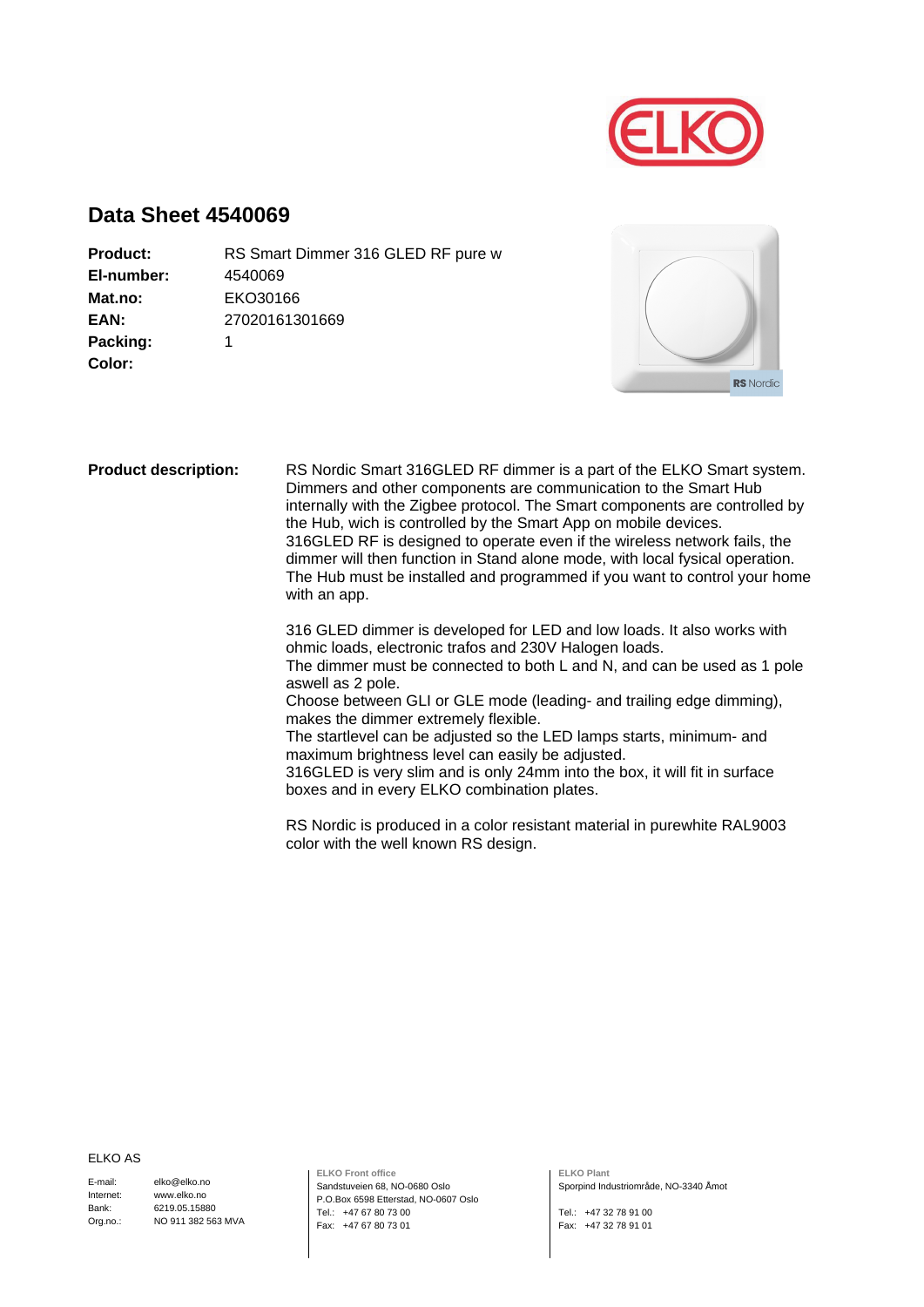# Data Sheet 4540069

| | |
|---|---|
| **Product:** | RS Smart Dimmer 316 GLED RF pure w |
| **El-number:** | 4540069 |
| **Mat.no:** | EKO30166 |
| **EAN:** | 27020161301669 |
| **Packing:** | 1 |
| **Color:** | |

**Product description:**

RS Nordic Smart 316GLED RF dimmer is a part of the ELKO Smart system. Dimmers and other components are communication to the Smart Hub internally with the Zigbee protocol. The Smart components are controlled by the Hub, wich is controlled by the Smart App on mobile devices. 316GLED RF is designed to operate even if the wireless network fails, the dimmer will then function in Stand alone mode, with local fysical operation. The Hub must be installed and programmed if you want to control your home with an app.

316 GLED dimmer is developed for LED and low loads. It also works with ohmic loads, electronic trafos and 230V Halogen loads.
The dimmer must be connected to both L and N, and can be used as 1 pole aswell as 2 pole.
Choose between GLI or GLE mode (leading- and trailing edge dimming), makes the dimmer extremely flexible.
The startlevel can be adjusted so the LED lamps starts, minimum- and maximum brightness level can easily be adjusted.
316GLED is very slim and is only 24mm into the box, it will fit in surface boxes and in every ELKO combination plates.

RS Nordic is produced in a color resistant material in purewhite RAL9003 color with the well known RS design.

ELKO AS

E-mail: elko@elko.no
Internet: www.elko.no
Bank: 6219.05.15880
Org.no.: NO 911 382 563 MVA

**ELKO Front office**
Sandstuveien 68, NO-0680 Oslo
P.O.Box 6598 Etterstad, NO-0607 Oslo
Tel.: +47 67 80 73 00
Fax: +47 67 80 73 01

**ELKO Plant**
Sporpind Industriområde, NO-3340 Åmot

Tel.: +47 32 78 91 00
Fax: +47 32 78 91 01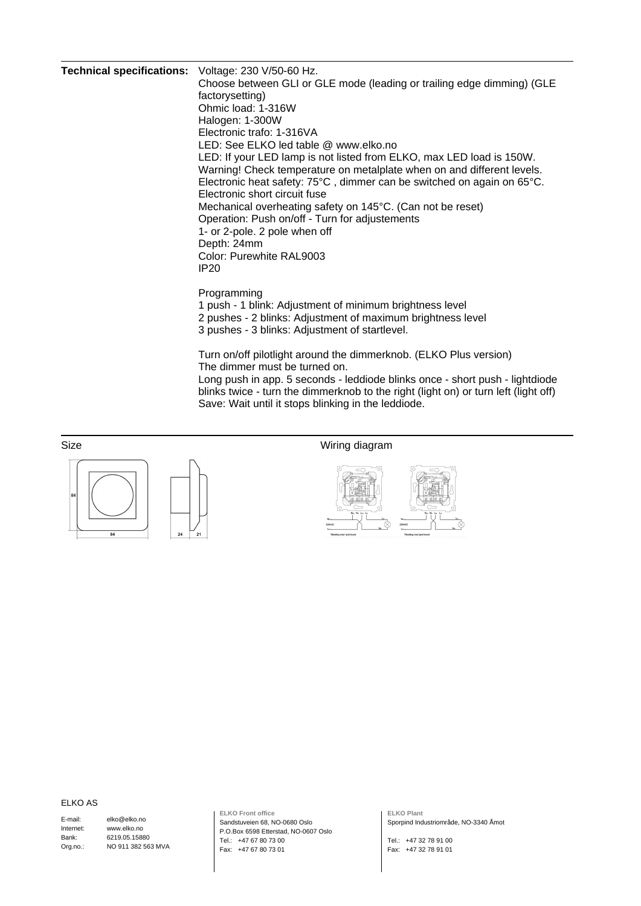**Technical specifications:** Voltage: 230 V/50-60 Hz.
Choose between GLI or GLE mode (leading or trailing edge dimming) (GLE factorysetting)
Ohmic load: 1-316W
Halogen: 1-300W
Electronic trafo: 1-316VA
LED: See ELKO led table @ www.elko.no
LED: If your LED lamp is not listed from ELKO, max LED load is 150W.
Warning! Check temperature on metalplate when on and different levels.
Electronic heat safety: 75°C , dimmer can be switched on again on 65°C.
Electronic short circuit fuse
Mechanical overheating safety on 145°C. (Can not be reset)
Operation: Push on/off - Turn for adjustements
1- or 2-pole. 2 pole when off
Depth: 24mm
Color: Purewhite RAL9003
IP20

Programming
1 push - 1 blink: Adjustment of minimum brightness level
2 pushes - 2 blinks: Adjustment of maximum brightness level
3 pushes - 3 blinks: Adjustment of startlevel.

Turn on/off pilotlight around the dimmerknob. (ELKO Plus version)
The dimmer must be turned on.
Long push in app. 5 seconds - leddiode blinks once - short push - lightdiode blinks twice - turn the dimmerknob to the right (light on) or turn left (light off)
Save: Wait until it stops blinking in the leddiode.

Size

84
84
24
21

Wiring diagram

ELKO AS

E-mail: elko@elko.no
Internet: www.elko.no
Bank: 6219.05.15880
Org.no.: NO 911 382 563 MVA

**ELKO Front office**
Sandstuveien 68, NO-0680 Oslo
P.O.Box 6598 Etterstad, NO-0607 Oslo
Tel.: +47 67 80 73 00
Fax: +47 67 80 73 01

**ELKO Plant**
Sporpind Industriområde, NO-3340 Åmot

Tel.: +47 32 78 91 00
Fax: +47 32 78 91 01